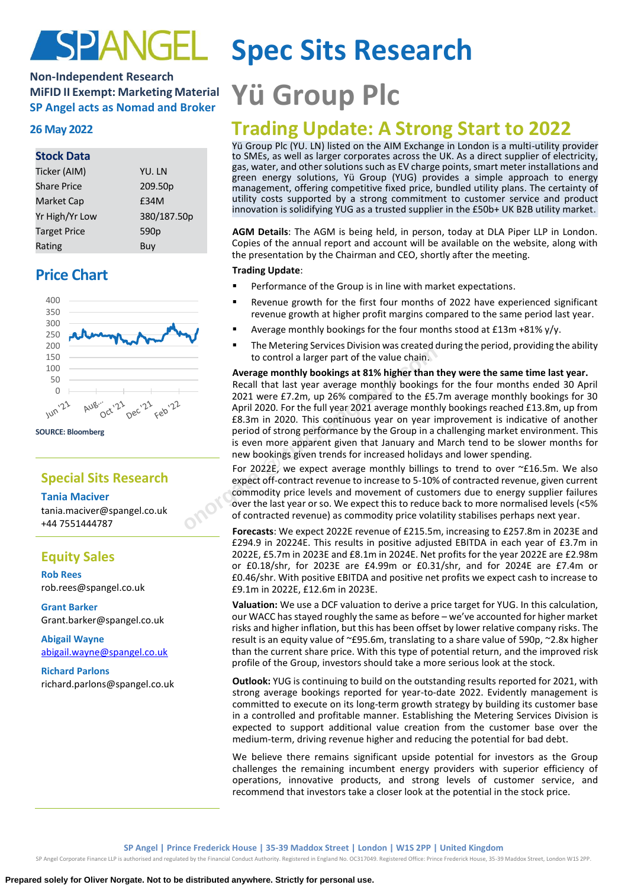**Non-Independent Research**
**MiFID II Exempt: Marketing Material**
**SP Angel acts as Nomad and Broker**

**26 May 2022**

# Spec Sits Research

# Yü Group Plc

## Trading Update: A Strong Start to 2022

| Stock Data | |
|---|---|
| Ticker (AIM) | YU. LN |
| Share Price | 209.50p |
| Market Cap | £34M |
| Yr High/Yr Low | 380/187.50p |
| Target Price | 590p |
| Rating | Buy |

### Price Chart

SOURCE: Bloomberg

### Special Sits Research

**Tania Maciver**
tania.maciver@spangel.co.uk
+44 7551444787

### Equity Sales

**Rob Rees**
rob.rees@spangel.co.uk

**Grant Barker**
Grant.barker@spangel.co.uk

**Abigail Wayne**
abigail.wayne@spangel.co.uk

**Richard Parlons**
richard.parlons@spangel.co.uk

Yü Group Plc (YU. LN) listed on the AIM Exchange in London is a multi-utility provider to SMEs, as well as larger corporates across the UK. As a direct supplier of electricity, gas, water, and other solutions such as EV charge points, smart meter installations and green energy solutions, Yü Group (YUG) provides a simple approach to energy management, offering competitive fixed price, bundled utility plans. The certainty of utility costs supported by a strong commitment to customer service and product innovation is solidifying YUG as a trusted supplier in the £50b+ UK B2B utility market.

**AGM Details**: The AGM is being held, in person, today at DLA Piper LLP in London. Copies of the annual report and account will be available on the website, along with the presentation by the Chairman and CEO, shortly after the meeting.

**Trading Update**:

- Performance of the Group is in line with market expectations.
- Revenue growth for the first four months of 2022 have experienced significant revenue growth at higher profit margins compared to the same period last year.
- Average monthly bookings for the four months stood at £13m +81% y/y.
- The Metering Services Division was created during the period, providing the ability to control a larger part of the value chain.

**Average monthly bookings at 81% higher than they were the same time last year.** Recall that last year average monthly bookings for the four months ended 30 April 2021 were £7.2m, up 26% compared to the £5.7m average monthly bookings for 30 April 2020. For the full year 2021 average monthly bookings reached £13.8m, up from £8.3m in 2020. This continuous year on year improvement is indicative of another period of strong performance by the Group in a challenging market environment. This is even more apparent given that January and March tend to be slower months for new bookings given trends for increased holidays and lower spending.

For 2022E, we expect average monthly billings to trend to over ~£16.5m. We also expect off-contract revenue to increase to 5-10% of contracted revenue, given current commodity price levels and movement of customers due to energy supplier failures over the last year or so. We expect this to reduce back to more normalised levels (<5% of contracted revenue) as commodity price volatility stabilises perhaps next year.

**Forecasts**: We expect 2022E revenue of £215.5m, increasing to £257.8m in 2023E and £294.9 in 20224E. This results in positive adjusted EBITDA in each year of £3.7m in 2022E, £5.7m in 2023E and £8.1m in 2024E. Net profits for the year 2022E are £2.98m or £0.18/shr, for 2023E are £4.99m or £0.31/shr, and for 2024E are £7.4m or £0.46/shr. With positive EBITDA and positive net profits we expect cash to increase to £9.1m in 2022E, £12.6m in 2023E.

**Valuation:** We use a DCF valuation to derive a price target for YUG. In this calculation, our WACC has stayed roughly the same as before – we've accounted for higher market risks and higher inflation, but this has been offset by lower relative company risks. The result is an equity value of ~£95.6m, translating to a share value of 590p, ~2.8x higher than the current share price. With this type of potential return, and the improved risk profile of the Group, investors should take a more serious look at the stock.

**Outlook:** YUG is continuing to build on the outstanding results reported for 2021, with strong average bookings reported for year-to-date 2022. Evidently management is committed to execute on its long-term growth strategy by building its customer base in a controlled and profitable manner. Establishing the Metering Services Division is expected to support additional value creation from the customer base over the medium-term, driving revenue higher and reducing the potential for bad debt.

We believe there remains significant upside potential for investors as the Group challenges the remaining incumbent energy providers with superior efficiency of operations, innovative products, and strong levels of customer service, and recommend that investors take a closer look at the potential in the stock price.

SP Angel | Prince Frederick House | 35-39 Maddox Street | London | W1S 2PP | United Kingdom

SP Angel Corporate Finance LLP is authorised and regulated by the Financial Conduct Authority. Registered in England No. OC317049. Registered Office: Prince Frederick House, 35-39 Maddox Street, London W1S 2PP.

**Prepared solely for Oliver Norgate. Not to be distributed anywhere. Strictly for personal use.**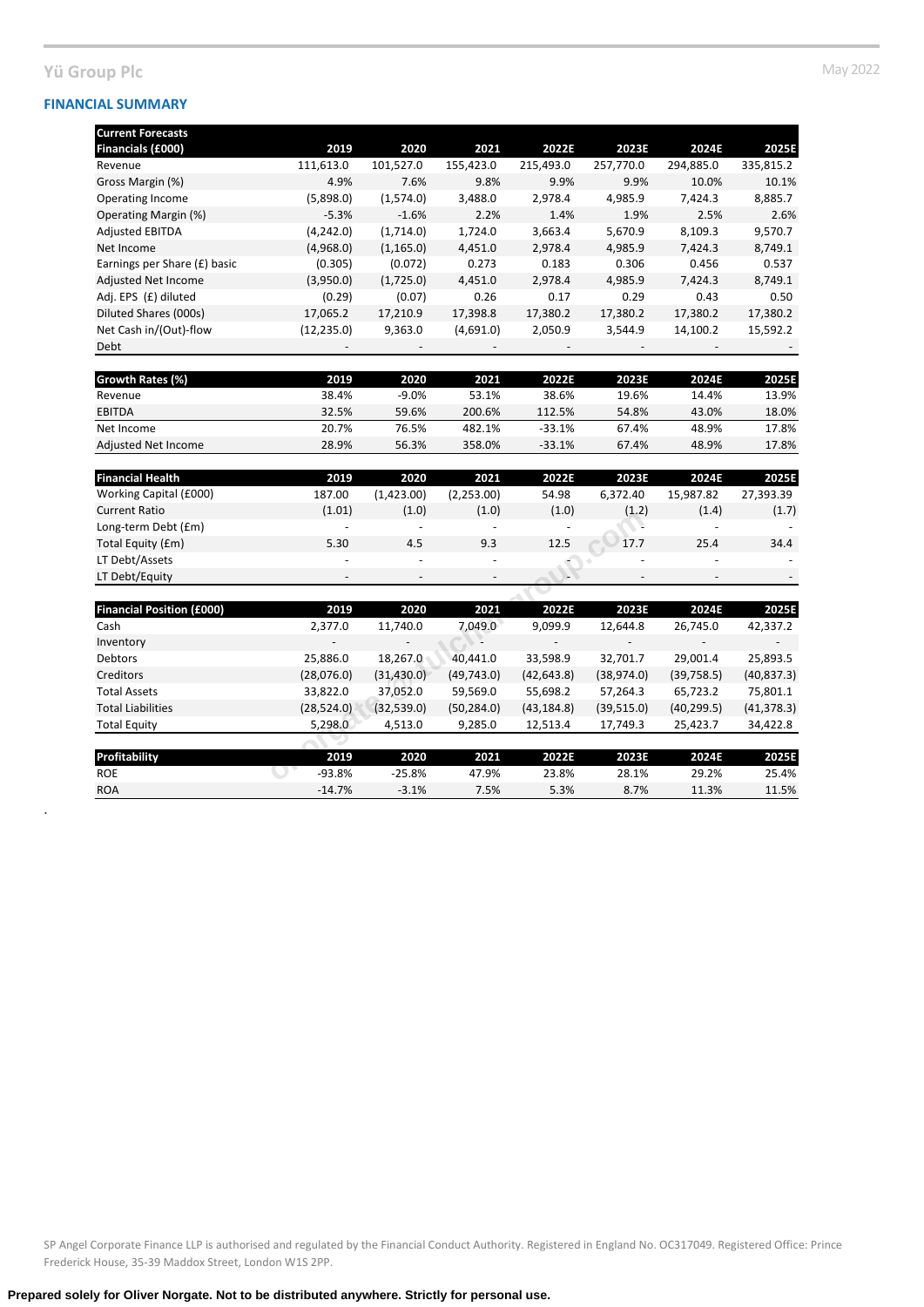## FINANCIAL SUMMARY

| Current Forecasts Financials (£000) | 2019 | 2020 | 2021 | 2022E | 2023E | 2024E | 2025E |
|---|---|---|---|---|---|---|---|
| Revenue | 111,613.0 | 101,527.0 | 155,423.0 | 215,493.0 | 257,770.0 | 294,885.0 | 335,815.2 |
| Gross Margin (%) | 4.9% | 7.6% | 9.8% | 9.9% | 9.9% | 10.0% | 10.1% |
| Operating Income | (5,898.0) | (1,574.0) | 3,488.0 | 2,978.4 | 4,985.9 | 7,424.3 | 8,885.7 |
| Operating Margin (%) | -5.3% | -1.6% | 2.2% | 1.4% | 1.9% | 2.5% | 2.6% |
| Adjusted EBITDA | (4,242.0) | (1,714.0) | 1,724.0 | 3,663.4 | 5,670.9 | 8,109.3 | 9,570.7 |
| Net Income | (4,968.0) | (1,165.0) | 4,451.0 | 2,978.4 | 4,985.9 | 7,424.3 | 8,749.1 |
| Earnings per Share (£) basic | (0.305) | (0.072) | 0.273 | 0.183 | 0.306 | 0.456 | 0.537 |
| Adjusted Net Income | (3,950.0) | (1,725.0) | 4,451.0 | 2,978.4 | 4,985.9 | 7,424.3 | 8,749.1 |
| Adj. EPS (£) diluted | (0.29) | (0.07) | 0.26 | 0.17 | 0.29 | 0.43 | 0.50 |
| Diluted Shares (000s) | 17,065.2 | 17,210.9 | 17,398.8 | 17,380.2 | 17,380.2 | 17,380.2 | 17,380.2 |
| Net Cash in/(Out)-flow | (12,235.0) | 9,363.0 | (4,691.0) | 2,050.9 | 3,544.9 | 14,100.2 | 15,592.2 |
| Debt | - | - | - | - | - | - | - |

| Growth Rates (%) | 2019 | 2020 | 2021 | 2022E | 2023E | 2024E | 2025E |
|---|---|---|---|---|---|---|---|
| Revenue | 38.4% | -9.0% | 53.1% | 38.6% | 19.6% | 14.4% | 13.9% |
| EBITDA | 32.5% | 59.6% | 200.6% | 112.5% | 54.8% | 43.0% | 18.0% |
| Net Income | 20.7% | 76.5% | 482.1% | -33.1% | 67.4% | 48.9% | 17.8% |
| Adjusted Net Income | 28.9% | 56.3% | 358.0% | -33.1% | 67.4% | 48.9% | 17.8% |

| Financial Health | 2019 | 2020 | 2021 | 2022E | 2023E | 2024E | 2025E |
|---|---|---|---|---|---|---|---|
| Working Capital (£000) | 187.00 | (1,423.00) | (2,253.00) | 54.98 | 6,372.40 | 15,987.82 | 27,393.39 |
| Current Ratio | (1.01) | (1.0) | (1.0) | (1.0) | (1.2) | (1.4) | (1.7) |
| Long-term Debt (£m) | - | - | - | - | - | - | - |
| Total Equity (£m) | 5.30 | 4.5 | 9.3 | 12.5 | 17.7 | 25.4 | 34.4 |
| LT Debt/Assets | - | - | - | - | - | - | - |
| LT Debt/Equity | - | - | - | - | - | - | - |

| Financial Position (£000) | 2019 | 2020 | 2021 | 2022E | 2023E | 2024E | 2025E |
|---|---|---|---|---|---|---|---|
| Cash | 2,377.0 | 11,740.0 | 7,049.0 | 9,099.9 | 12,644.8 | 26,745.0 | 42,337.2 |
| Inventory | - | - | - | - | - | - | - |
| Debtors | 25,886.0 | 18,267.0 | 40,441.0 | 33,598.9 | 32,701.7 | 29,001.4 | 25,893.5 |
| Creditors | (28,076.0) | (31,430.0) | (49,743.0) | (42,643.8) | (38,974.0) | (39,758.5) | (40,837.3) |
| Total Assets | 33,822.0 | 37,052.0 | 59,569.0 | 55,698.2 | 57,264.3 | 65,723.2 | 75,801.1 |
| Total Liabilities | (28,524.0) | (32,539.0) | (50,284.0) | (43,184.8) | (39,515.0) | (40,299.5) | (41,378.3) |
| Total Equity | 5,298.0 | 4,513.0 | 9,285.0 | 12,513.4 | 17,749.3 | 25,423.7 | 34,422.8 |

| Profitability | 2019 | 2020 | 2021 | 2022E | 2023E | 2024E | 2025E |
|---|---|---|---|---|---|---|---|
| ROE | -93.8% | -25.8% | 47.9% | 23.8% | 28.1% | 29.2% | 25.4% |
| ROA | -14.7% | -3.1% | 7.5% | 5.3% | 8.7% | 11.3% | 11.5% |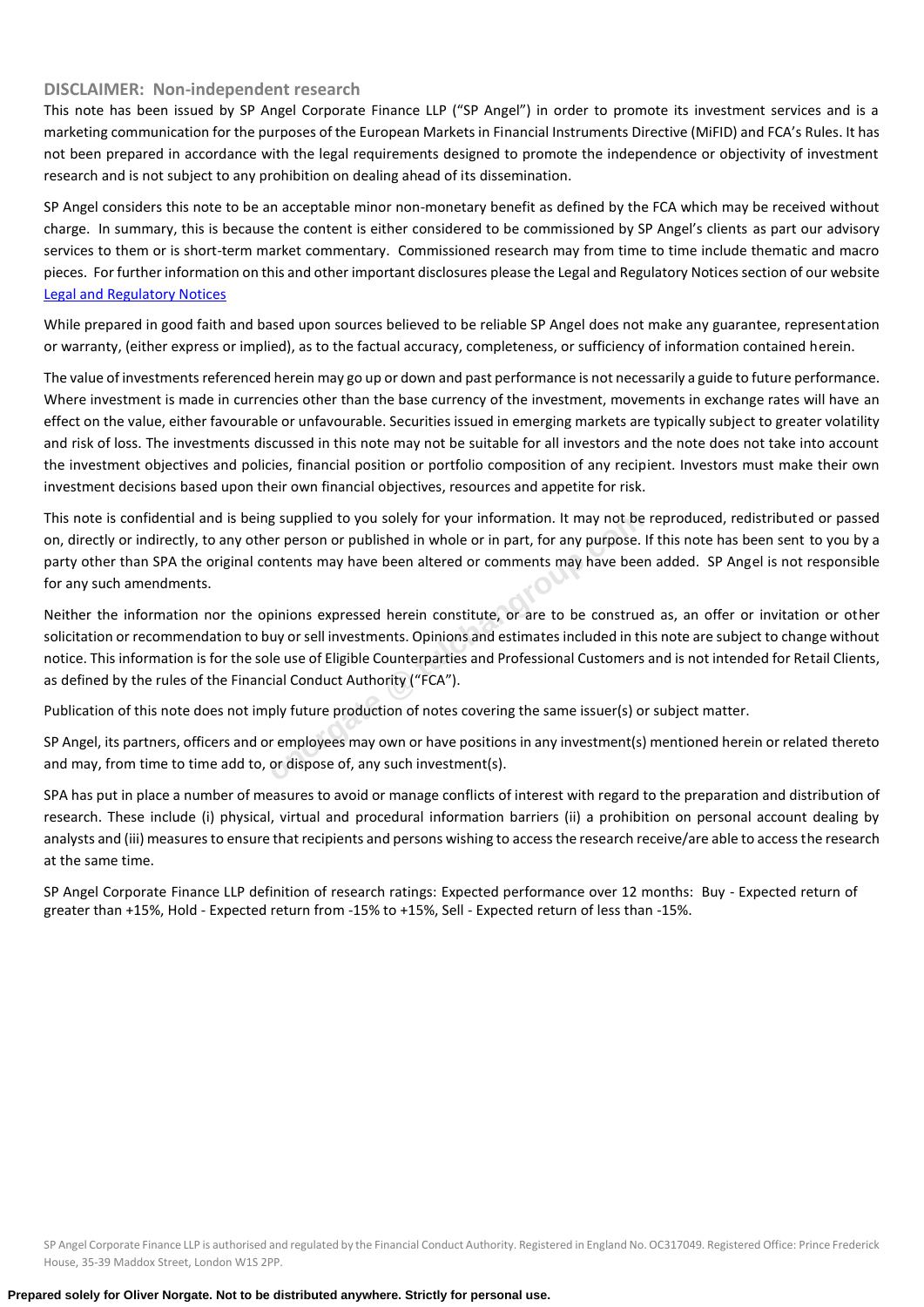## DISCLAIMER: Non-independent research

This note has been issued by SP Angel Corporate Finance LLP ("SP Angel") in order to promote its investment services and is a marketing communication for the purposes of the European Markets in Financial Instruments Directive (MiFID) and FCA's Rules. It has not been prepared in accordance with the legal requirements designed to promote the independence or objectivity of investment research and is not subject to any prohibition on dealing ahead of its dissemination.

SP Angel considers this note to be an acceptable minor non-monetary benefit as defined by the FCA which may be received without charge. In summary, this is because the content is either considered to be commissioned by SP Angel's clients as part our advisory services to them or is short-term market commentary. Commissioned research may from time to time include thematic and macro pieces. For further information on this and other important disclosures please the Legal and Regulatory Notices section of our website [Legal and Regulatory Notices]

While prepared in good faith and based upon sources believed to be reliable SP Angel does not make any guarantee, representation or warranty, (either express or implied), as to the factual accuracy, completeness, or sufficiency of information contained herein.

The value of investments referenced herein may go up or down and past performance is not necessarily a guide to future performance. Where investment is made in currencies other than the base currency of the investment, movements in exchange rates will have an effect on the value, either favourable or unfavourable. Securities issued in emerging markets are typically subject to greater volatility and risk of loss. The investments discussed in this note may not be suitable for all investors and the note does not take into account the investment objectives and policies, financial position or portfolio composition of any recipient. Investors must make their own investment decisions based upon their own financial objectives, resources and appetite for risk.

This note is confidential and is being supplied to you solely for your information. It may not be reproduced, redistributed or passed on, directly or indirectly, to any other person or published in whole or in part, for any purpose. If this note has been sent to you by a party other than SPA the original contents may have been altered or comments may have been added. SP Angel is not responsible for any such amendments.

Neither the information nor the opinions expressed herein constitute, or are to be construed as, an offer or invitation or other solicitation or recommendation to buy or sell investments. Opinions and estimates included in this note are subject to change without notice. This information is for the sole use of Eligible Counterparties and Professional Customers and is not intended for Retail Clients, as defined by the rules of the Financial Conduct Authority ("FCA").

Publication of this note does not imply future production of notes covering the same issuer(s) or subject matter.

SP Angel, its partners, officers and or employees may own or have positions in any investment(s) mentioned herein or related thereto and may, from time to time add to, or dispose of, any such investment(s).

SPA has put in place a number of measures to avoid or manage conflicts of interest with regard to the preparation and distribution of research. These include (i) physical, virtual and procedural information barriers (ii) a prohibition on personal account dealing by analysts and (iii) measures to ensure that recipients and persons wishing to access the research receive/are able to access the research at the same time.

SP Angel Corporate Finance LLP definition of research ratings: Expected performance over 12 months: Buy - Expected return of greater than +15%, Hold - Expected return from -15% to +15%, Sell - Expected return of less than -15%.

SP Angel Corporate Finance LLP is authorised and regulated by the Financial Conduct Authority. Registered in England No. OC317049. Registered Office: Prince Frederick House, 35-39 Maddox Street, London W1S 2PP.

**Prepared solely for Oliver Norgate. Not to be distributed anywhere. Strictly for personal use.**